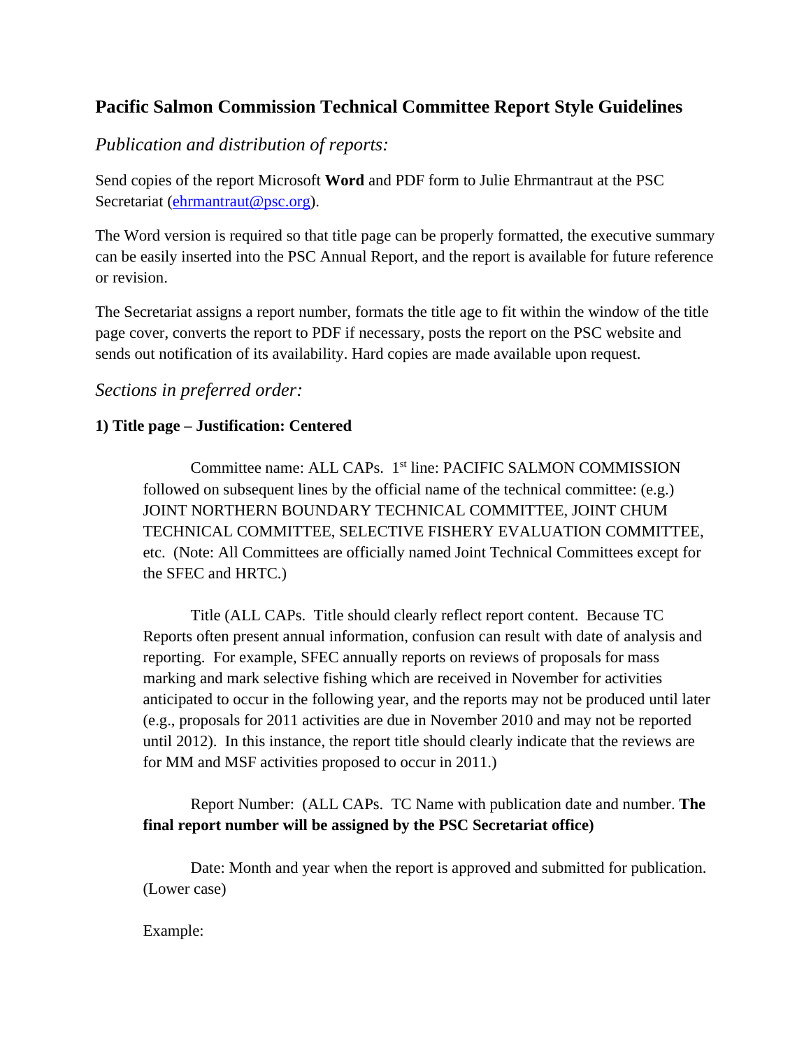# Pacific Salmon Commission Technical Committee Report Style Guidelines

## *Publication and distribution of reports:*

Send copies of the report Microsoft **Word** and PDF form to Julie Ehrmantraut at the PSC Secretariat (ehrmantraut@psc.org).

The Word version is required so that title page can be properly formatted, the executive summary can be easily inserted into the PSC Annual Report, and the report is available for future reference or revision.

The Secretariat assigns a report number, formats the title age to fit within the window of the title page cover, converts the report to PDF if necessary, posts the report on the PSC website and sends out notification of its availability. Hard copies are made available upon request.

## *Sections in preferred order:*

**1) Title page – Justification: Centered**

> Committee name: ALL CAPs. 1st line: PACIFIC SALMON COMMISSION followed on subsequent lines by the official name of the technical committee: (e.g.) JOINT NORTHERN BOUNDARY TECHNICAL COMMITTEE, JOINT CHUM TECHNICAL COMMITTEE, SELECTIVE FISHERY EVALUATION COMMITTEE, etc. (Note: All Committees are officially named Joint Technical Committees except for the SFEC and HRTC.)
>
> Title (ALL CAPs. Title should clearly reflect report content. Because TC Reports often present annual information, confusion can result with date of analysis and reporting. For example, SFEC annually reports on reviews of proposals for mass marking and mark selective fishing which are received in November for activities anticipated to occur in the following year, and the reports may not be produced until later (e.g., proposals for 2011 activities are due in November 2010 and may not be reported until 2012). In this instance, the report title should clearly indicate that the reviews are for MM and MSF activities proposed to occur in 2011.)
>
> Report Number: (ALL CAPs. TC Name with publication date and number. **The final report number will be assigned by the PSC Secretariat office)**
>
> Date: Month and year when the report is approved and submitted for publication. (Lower case)
>
> Example: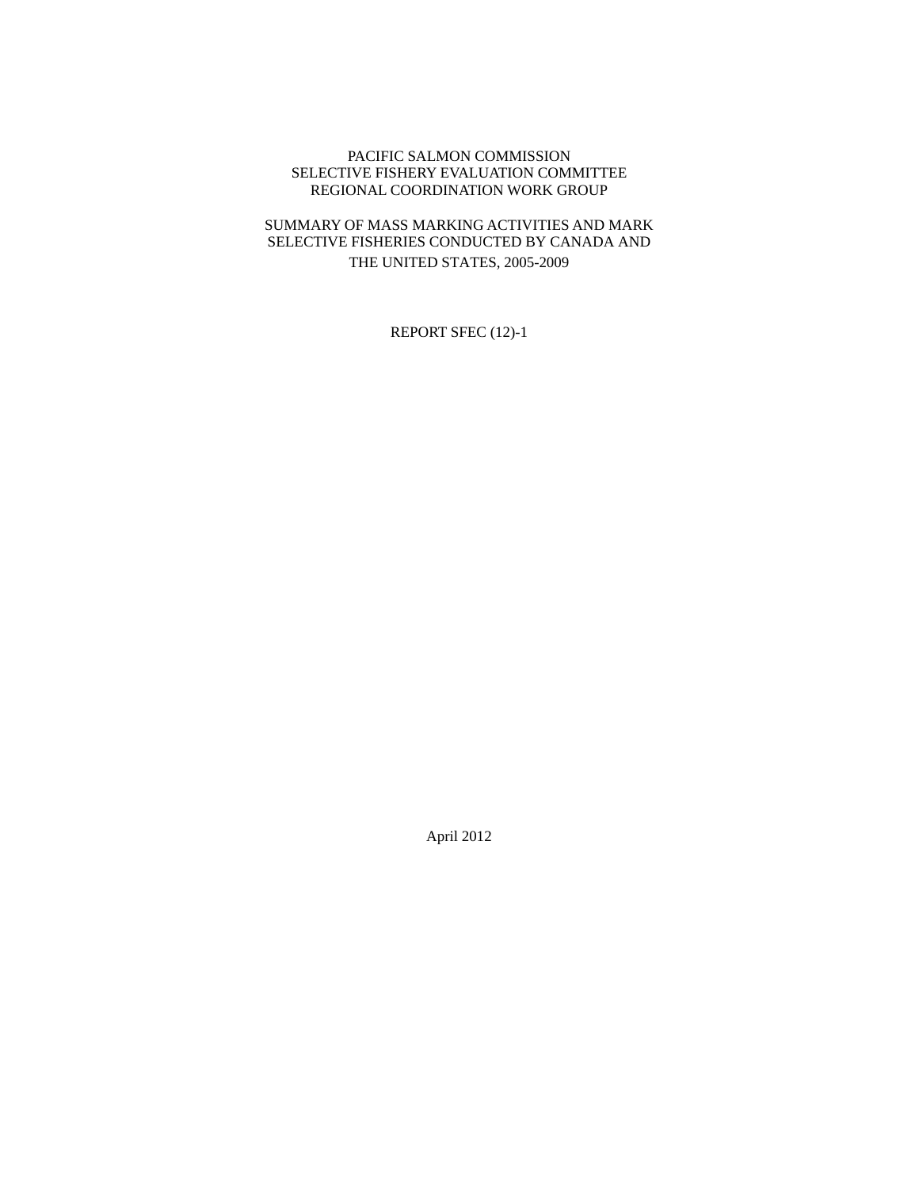PACIFIC SALMON COMMISSION
SELECTIVE FISHERY EVALUATION COMMITTEE
REGIONAL COORDINATION WORK GROUP

SUMMARY OF MASS MARKING ACTIVITIES AND MARK SELECTIVE FISHERIES CONDUCTED BY CANADA AND THE UNITED STATES, 2005-2009

REPORT SFEC (12)-1

April 2012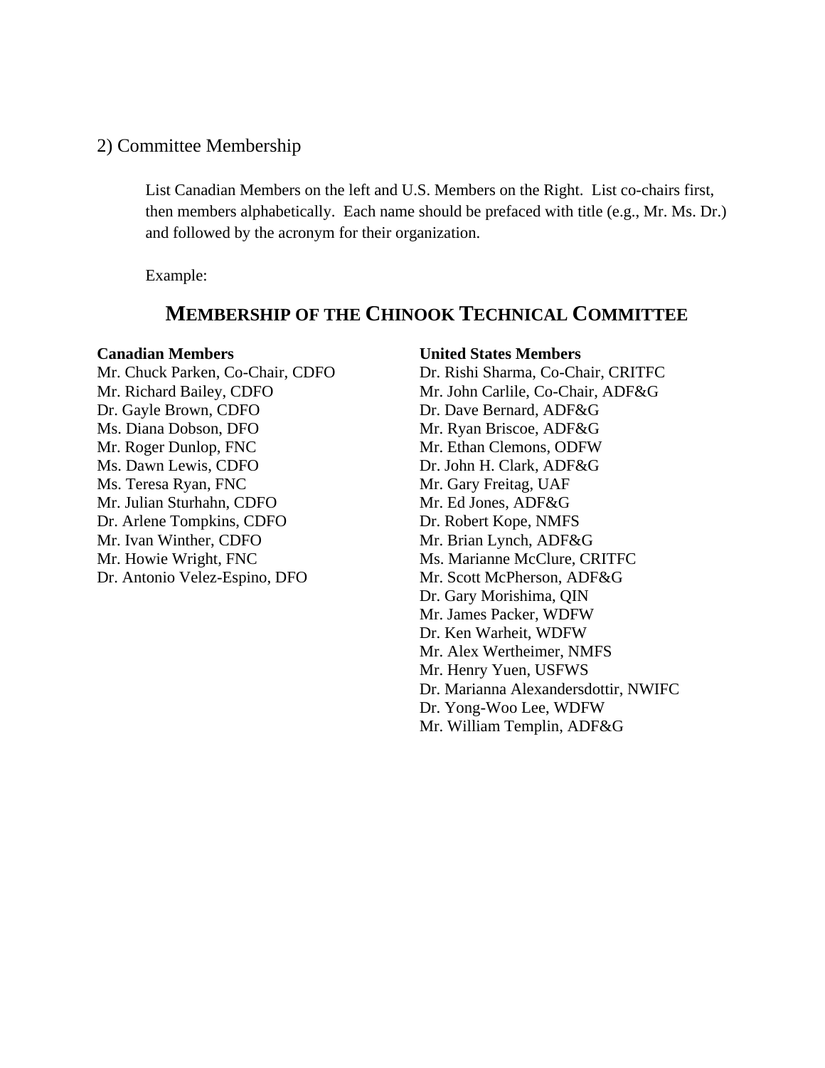## 2) Committee Membership

List Canadian Members on the left and U.S. Members on the Right. List co-chairs first, then members alphabetically. Each name should be prefaced with title (e.g., Mr. Ms. Dr.) and followed by the acronym for their organization.

Example:

### MEMBERSHIP OF THE CHINOOK TECHNICAL COMMITTEE

**Canadian Members**

Mr. Chuck Parken, Co-Chair, CDFO
Mr. Richard Bailey, CDFO
Dr. Gayle Brown, CDFO
Ms. Diana Dobson, DFO
Mr. Roger Dunlop, FNC
Ms. Dawn Lewis, CDFO
Ms. Teresa Ryan, FNC
Mr. Julian Sturhahn, CDFO
Dr. Arlene Tompkins, CDFO
Mr. Ivan Winther, CDFO
Mr. Howie Wright, FNC
Dr. Antonio Velez-Espino, DFO

**United States Members**

Dr. Rishi Sharma, Co-Chair, CRITFC
Mr. John Carlile, Co-Chair, ADF&G
Dr. Dave Bernard, ADF&G
Mr. Ryan Briscoe, ADF&G
Mr. Ethan Clemons, ODFW
Dr. John H. Clark, ADF&G
Mr. Gary Freitag, UAF
Mr. Ed Jones, ADF&G
Dr. Robert Kope, NMFS
Mr. Brian Lynch, ADF&G
Ms. Marianne McClure, CRITFC
Mr. Scott McPherson, ADF&G
Dr. Gary Morishima, QIN
Mr. James Packer, WDFW
Dr. Ken Warheit, WDFW
Mr. Alex Wertheimer, NMFS
Mr. Henry Yuen, USFWS
Dr. Marianna Alexandersdottir, NWIFC
Dr. Yong-Woo Lee, WDFW
Mr. William Templin, ADF&G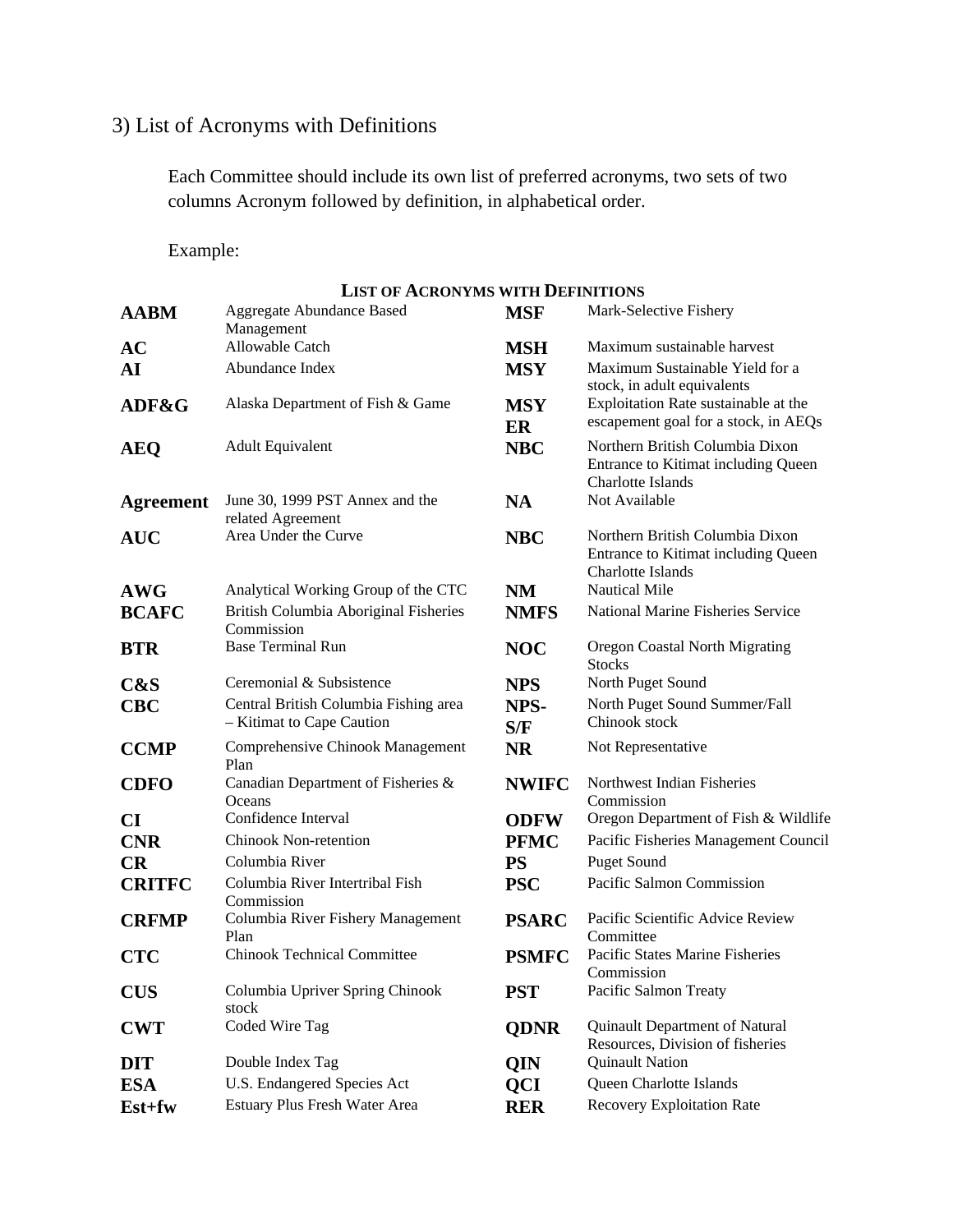3) List of Acronyms with Definitions

Each Committee should include its own list of preferred acronyms, two sets of two columns Acronym followed by definition, in alphabetical order.

Example:

**LIST OF ACRONYMS WITH DEFINITIONS**

| | | | |
|---|---|---|---|
| **AABM** | Aggregate Abundance Based Management | **MSF** | Mark-Selective Fishery |
| **AC** | Allowable Catch | **MSH** | Maximum sustainable harvest |
| **AI** | Abundance Index | **MSY** | Maximum Sustainable Yield for a stock, in adult equivalents |
| **ADF&G** | Alaska Department of Fish & Game | **MSY ER** | Exploitation Rate sustainable at the escapement goal for a stock, in AEQs |
| **AEQ** | Adult Equivalent | **NBC** | Northern British Columbia Dixon Entrance to Kitimat including Queen Charlotte Islands |
| **Agreement** | June 30, 1999 PST Annex and the related Agreement | **NA** | Not Available |
| **AUC** | Area Under the Curve | **NBC** | Northern British Columbia Dixon Entrance to Kitimat including Queen Charlotte Islands |
| **AWG** | Analytical Working Group of the CTC | **NM** | Nautical Mile |
| **BCAFC** | British Columbia Aboriginal Fisheries Commission | **NMFS** | National Marine Fisheries Service |
| **BTR** | Base Terminal Run | **NOC** | Oregon Coastal North Migrating Stocks |
| **C&S** | Ceremonial & Subsistence | **NPS** | North Puget Sound |
| **CBC** | Central British Columbia Fishing area – Kitimat to Cape Caution | **NPS-S/F** | North Puget Sound Summer/Fall Chinook stock |
| **CCMP** | Comprehensive Chinook Management Plan | **NR** | Not Representative |
| **CDFO** | Canadian Department of Fisheries & Oceans | **NWIFC** | Northwest Indian Fisheries Commission |
| **CI** | Confidence Interval | **ODFW** | Oregon Department of Fish & Wildlife |
| **CNR** | Chinook Non-retention | **PFMC** | Pacific Fisheries Management Council |
| **CR** | Columbia River | **PS** | Puget Sound |
| **CRITFC** | Columbia River Intertribal Fish Commission | **PSC** | Pacific Salmon Commission |
| **CRFMP** | Columbia River Fishery Management Plan | **PSARC** | Pacific Scientific Advice Review Committee |
| **CTC** | Chinook Technical Committee | **PSMFC** | Pacific States Marine Fisheries Commission |
| **CUS** | Columbia Upriver Spring Chinook stock | **PST** | Pacific Salmon Treaty |
| **CWT** | Coded Wire Tag | **QDNR** | Quinault Department of Natural Resources, Division of fisheries |
| **DIT** | Double Index Tag | **QIN** | Quinault Nation |
| **ESA** | U.S. Endangered Species Act | **QCI** | Queen Charlotte Islands |
| **Est+fw** | Estuary Plus Fresh Water Area | **RER** | Recovery Exploitation Rate |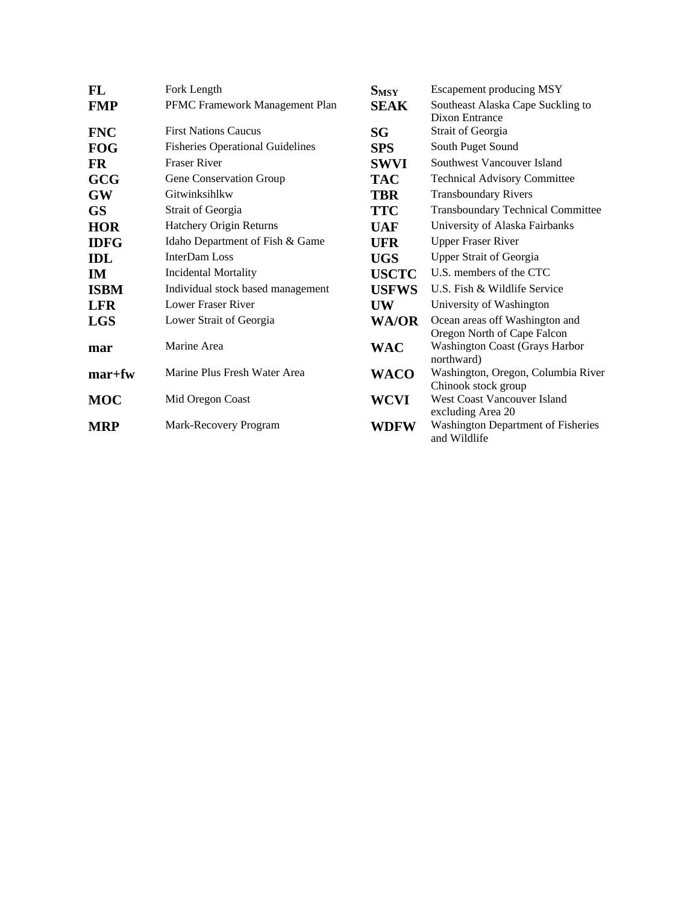| | |
|---|---|
| **FL** | Fork Length |
| **FMP** | PFMC Framework Management Plan |
| **FNC** | First Nations Caucus |
| **FOG** | Fisheries Operational Guidelines |
| **FR** | Fraser River |
| **GCG** | Gene Conservation Group |
| **GW** | Gitwinksihlkw |
| **GS** | Strait of Georgia |
| **HOR** | Hatchery Origin Returns |
| **IDFG** | Idaho Department of Fish & Game |
| **IDL** | InterDam Loss |
| **IM** | Incidental Mortality |
| **ISBM** | Individual stock based management |
| **LFR** | Lower Fraser River |
| **LGS** | Lower Strait of Georgia |
| **mar** | Marine Area |
| **mar+fw** | Marine Plus Fresh Water Area |
| **MOC** | Mid Oregon Coast |
| **MRP** | Mark-Recovery Program |
| **$S_{MSY}$** | Escapement producing MSY |
| **SEAK** | Southeast Alaska Cape Suckling to Dixon Entrance |
| **SG** | Strait of Georgia |
| **SPS** | South Puget Sound |
| **SWVI** | Southwest Vancouver Island |
| **TAC** | Technical Advisory Committee |
| **TBR** | Transboundary Rivers |
| **TTC** | Transboundary Technical Committee |
| **UAF** | University of Alaska Fairbanks |
| **UFR** | Upper Fraser River |
| **UGS** | Upper Strait of Georgia |
| **USCTC** | U.S. members of the CTC |
| **USFWS** | U.S. Fish & Wildlife Service |
| **UW** | University of Washington |
| **WA/OR** | Ocean areas off Washington and Oregon North of Cape Falcon |
| **WAC** | Washington Coast (Grays Harbor northward) |
| **WACO** | Washington, Oregon, Columbia River Chinook stock group |
| **WCVI** | West Coast Vancouver Island excluding Area 20 |
| **WDFW** | Washington Department of Fisheries and Wildlife |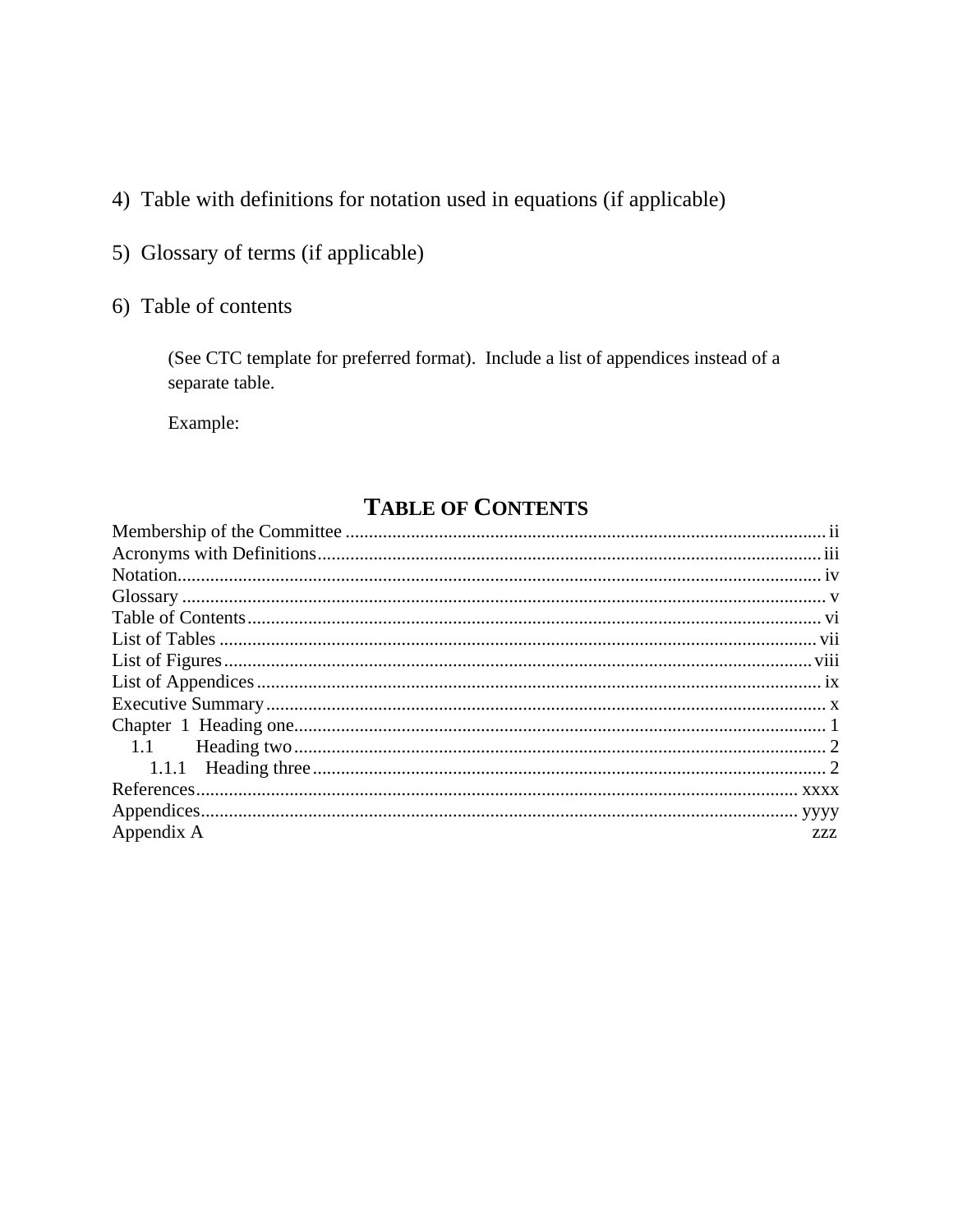4) Table with definitions for notation used in equations (if applicable)

5) Glossary of terms (if applicable)

6) Table of contents

> (See CTC template for preferred format). Include a list of appendices instead of a separate table.
>
> Example:

## TABLE OF CONTENTS

Membership of the Committee ........................................ ii
Acronyms with Definitions ........................................ iii
Notation ........................................ iv
Glossary ........................................ v
Table of Contents ........................................ vi
List of Tables ........................................ vii
List of Figures ........................................ viii
List of Appendices ........................................ ix
Executive Summary ........................................ x
Chapter 1 Heading one ........................................ 1
  1.1 Heading two ........................................ 2
    1.1.1 Heading three ........................................ 2
References ........................................ xxxx
Appendices ........................................ yyyy
Appendix A zzz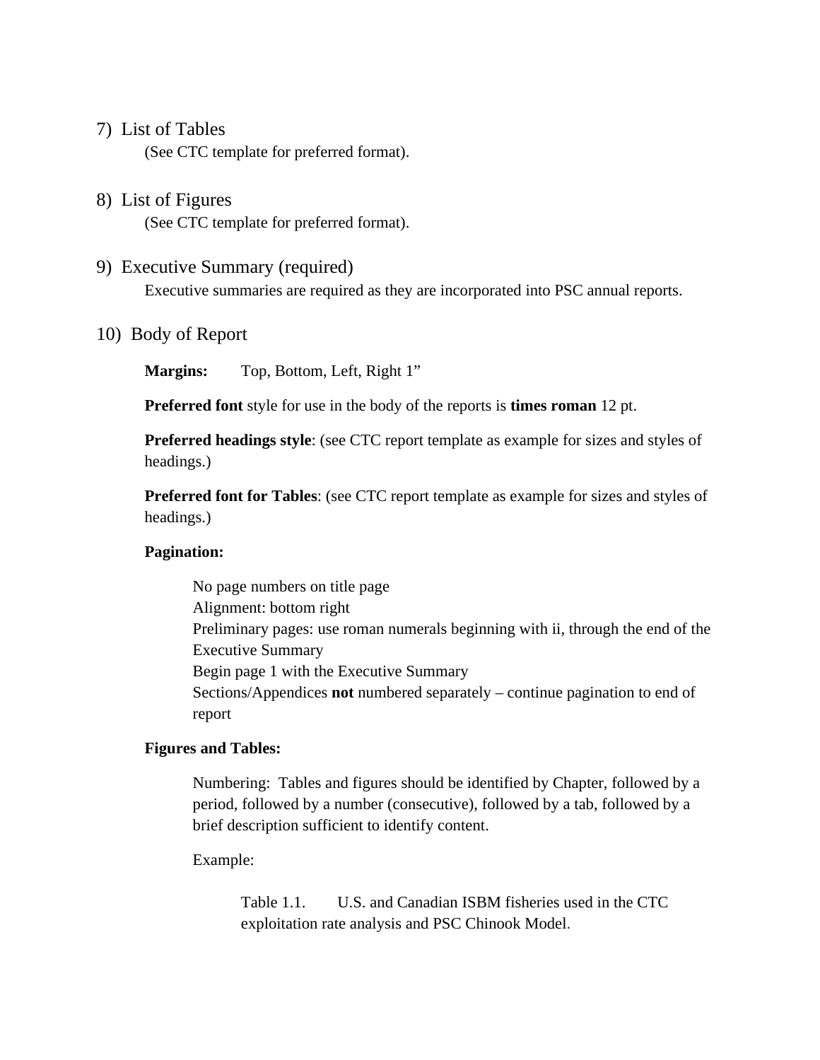7) List of Tables

(See CTC template for preferred format).

8) List of Figures

(See CTC template for preferred format).

9) Executive Summary (required)

Executive summaries are required as they are incorporated into PSC annual reports.

10) Body of Report

**Margins:** Top, Bottom, Left, Right 1”

**Preferred font** style for use in the body of the reports is **times roman** 12 pt.

**Preferred headings style**: (see CTC report template as example for sizes and styles of headings.)

**Preferred font for Tables**: (see CTC report template as example for sizes and styles of headings.)

**Pagination:**

No page numbers on title page
Alignment: bottom right
Preliminary pages: use roman numerals beginning with ii, through the end of the Executive Summary
Begin page 1 with the Executive Summary
Sections/Appendices **not** numbered separately – continue pagination to end of report

**Figures and Tables:**

Numbering: Tables and figures should be identified by Chapter, followed by a period, followed by a number (consecutive), followed by a tab, followed by a brief description sufficient to identify content.

Example:

Table 1.1. U.S. and Canadian ISBM fisheries used in the CTC exploitation rate analysis and PSC Chinook Model.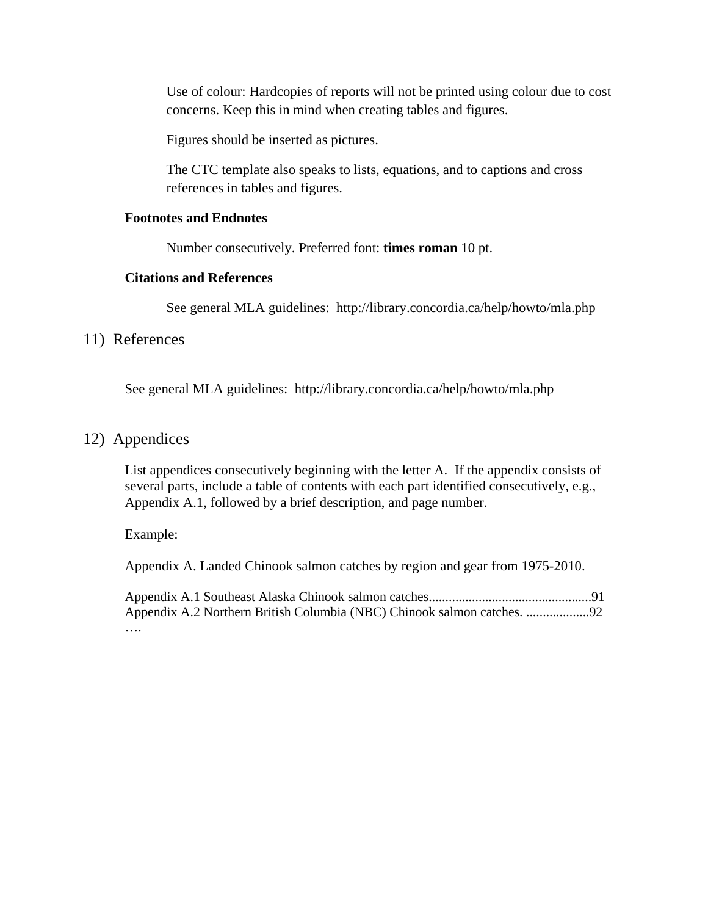Use of colour: Hardcopies of reports will not be printed using colour due to cost concerns. Keep this in mind when creating tables and figures.

Figures should be inserted as pictures.

The CTC template also speaks to lists, equations, and to captions and cross references in tables and figures.

### Footnotes and Endnotes

Number consecutively. Preferred font: **times roman** 10 pt.

### Citations and References

See general MLA guidelines: http://library.concordia.ca/help/howto/mla.php

## 11) References

See general MLA guidelines: http://library.concordia.ca/help/howto/mla.php

## 12) Appendices

List appendices consecutively beginning with the letter A. If the appendix consists of several parts, include a table of contents with each part identified consecutively, e.g., Appendix A.1, followed by a brief description, and page number.

Example:

Appendix A. Landed Chinook salmon catches by region and gear from 1975-2010.

Appendix A.1 Southeast Alaska Chinook salmon catches.................................................91
Appendix A.2 Northern British Columbia (NBC) Chinook salmon catches. ...................92
….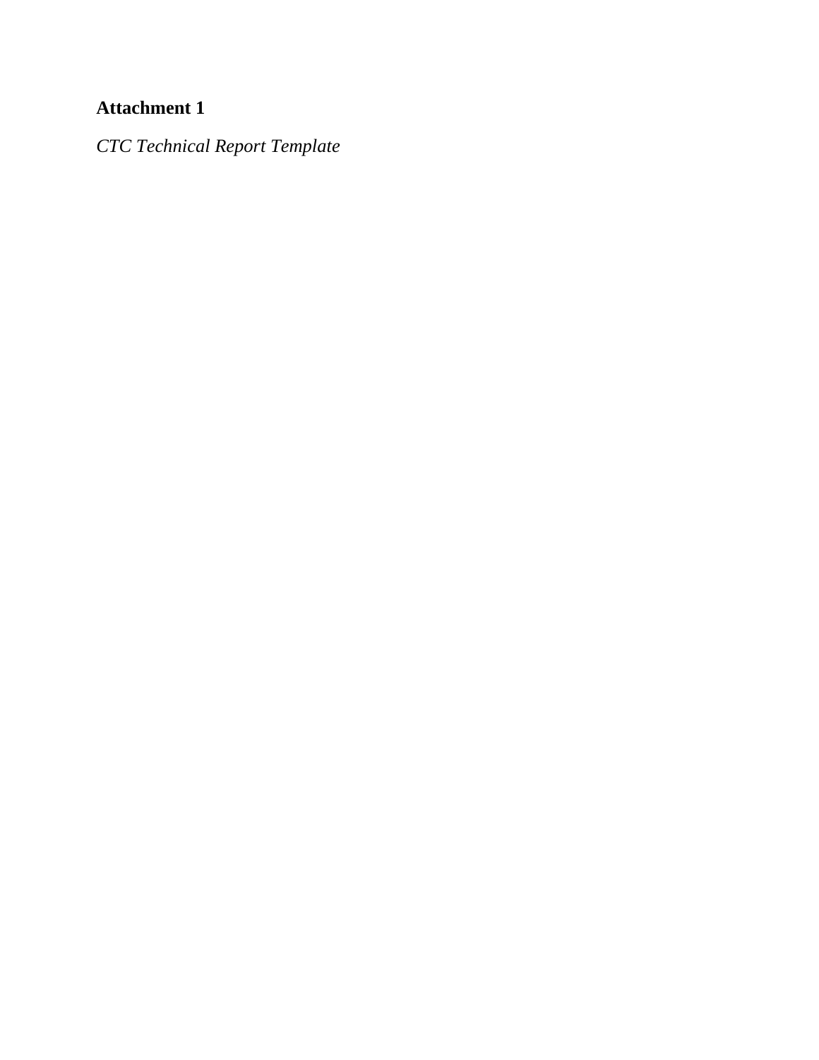**Attachment 1**

*CTC Technical Report Template*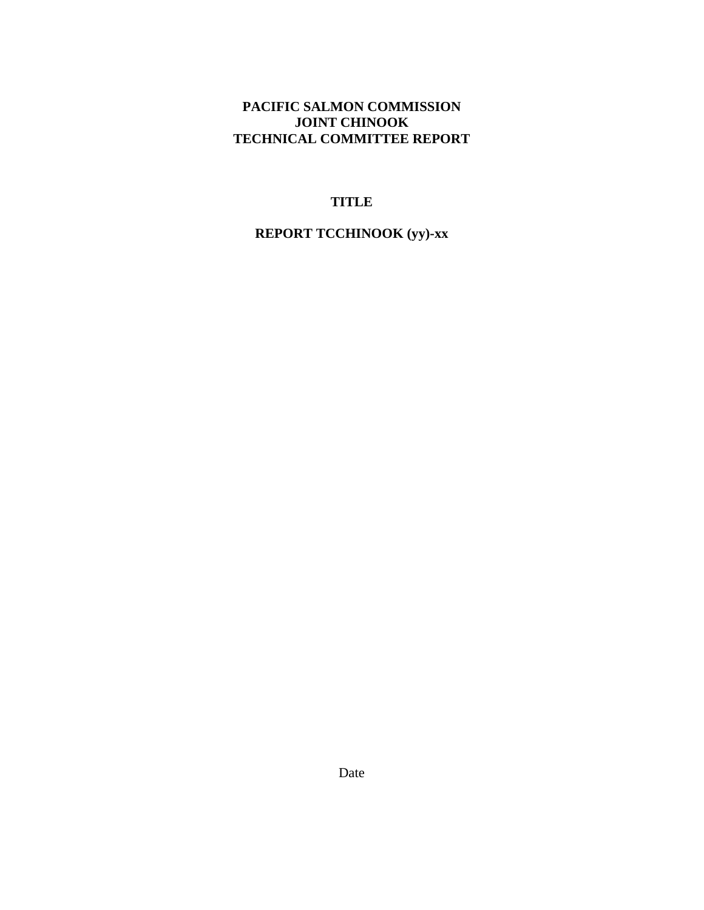**PACIFIC SALMON COMMISSION**
**JOINT CHINOOK**
**TECHNICAL COMMITTEE REPORT**

**TITLE**

**REPORT TCCHINOOK (yy)-xx**

Date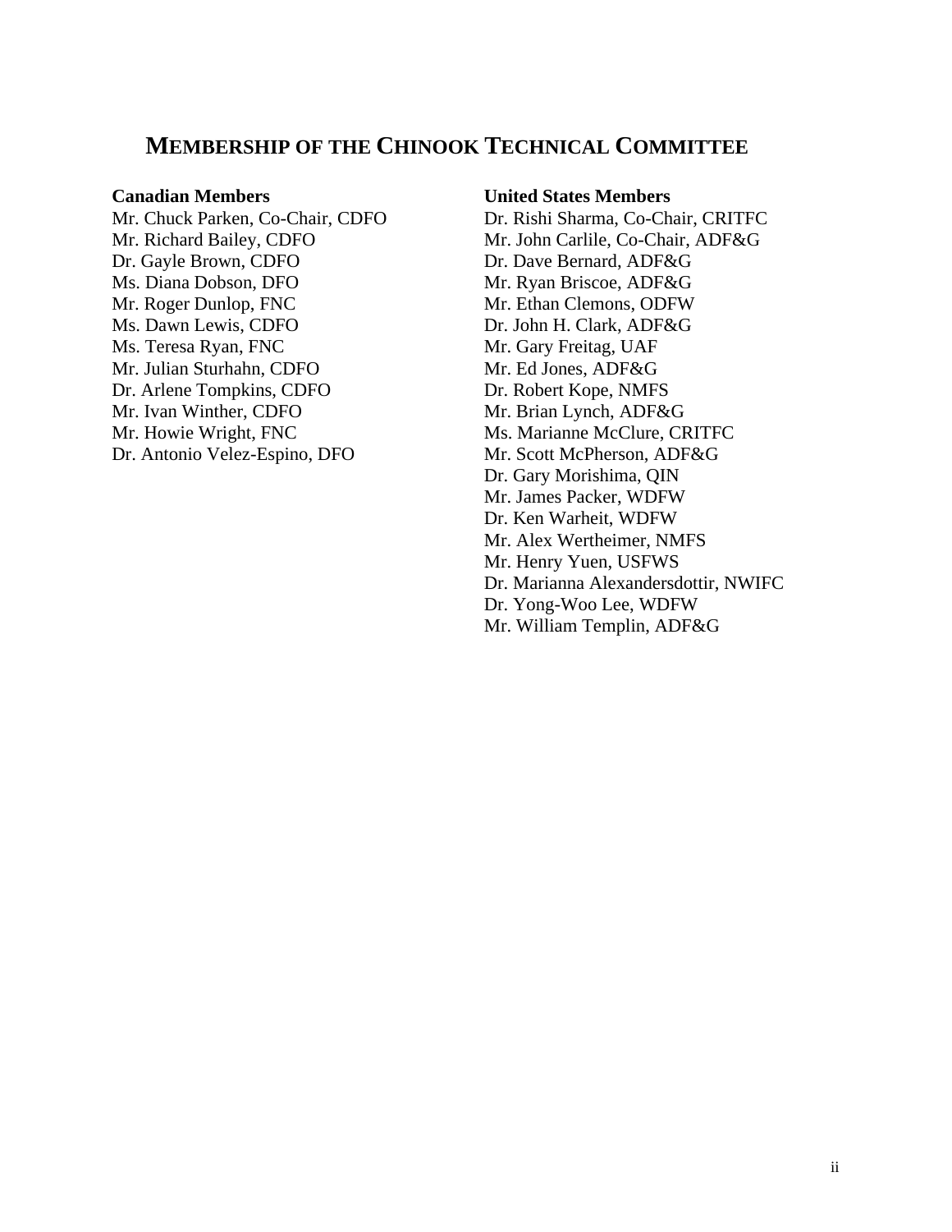# MEMBERSHIP OF THE CHINOOK TECHNICAL COMMITTEE

**Canadian Members**

Mr. Chuck Parken, Co-Chair, CDFO
Mr. Richard Bailey, CDFO
Dr. Gayle Brown, CDFO
Ms. Diana Dobson, DFO
Mr. Roger Dunlop, FNC
Ms. Dawn Lewis, CDFO
Ms. Teresa Ryan, FNC
Mr. Julian Sturhahn, CDFO
Dr. Arlene Tompkins, CDFO
Mr. Ivan Winther, CDFO
Mr. Howie Wright, FNC
Dr. Antonio Velez-Espino, DFO

**United States Members**

Dr. Rishi Sharma, Co-Chair, CRITFC
Mr. John Carlile, Co-Chair, ADF&G
Dr. Dave Bernard, ADF&G
Mr. Ryan Briscoe, ADF&G
Mr. Ethan Clemons, ODFW
Dr. John H. Clark, ADF&G
Mr. Gary Freitag, UAF
Mr. Ed Jones, ADF&G
Dr. Robert Kope, NMFS
Mr. Brian Lynch, ADF&G
Ms. Marianne McClure, CRITFC
Mr. Scott McPherson, ADF&G
Dr. Gary Morishima, QIN
Mr. James Packer, WDFW
Dr. Ken Warheit, WDFW
Mr. Alex Wertheimer, NMFS
Mr. Henry Yuen, USFWS
Dr. Marianna Alexandersdottir, NWIFC
Dr. Yong-Woo Lee, WDFW
Mr. William Templin, ADF&G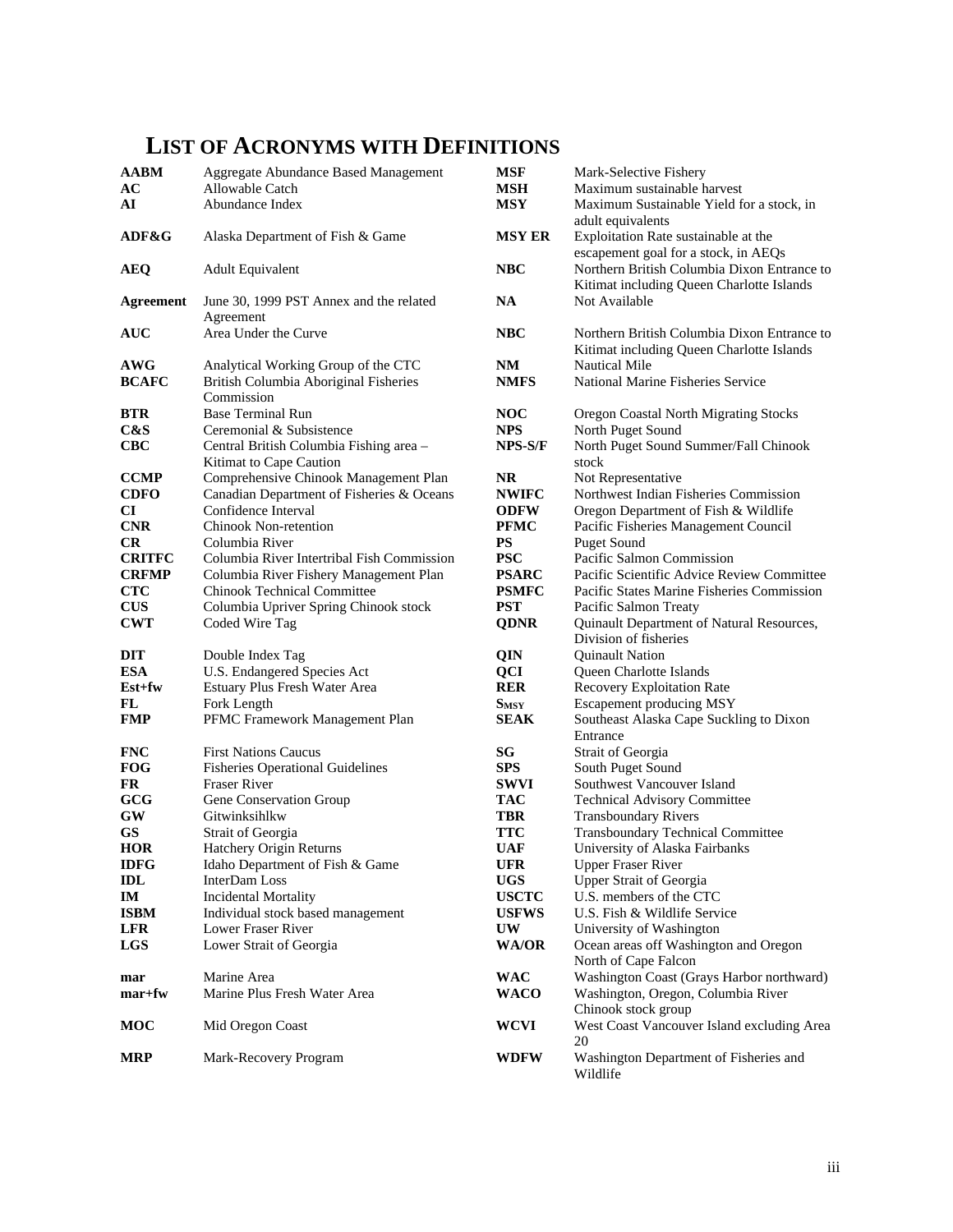# LIST OF ACRONYMS WITH DEFINITIONS

| Acronym | Definition |
|---|---|
| **AABM** | Aggregate Abundance Based Management |
| **AC** | Allowable Catch |
| **AI** | Abundance Index |
| **ADF&G** | Alaska Department of Fish & Game |
| **AEQ** | Adult Equivalent |
| **Agreement** | June 30, 1999 PST Annex and the related Agreement |
| **AUC** | Area Under the Curve |
| **AWG** | Analytical Working Group of the CTC |
| **BCAFC** | British Columbia Aboriginal Fisheries Commission |
| **BTR** | Base Terminal Run |
| **C&S** | Ceremonial & Subsistence |
| **CBC** | Central British Columbia Fishing area – Kitimat to Cape Caution |
| **CCMP** | Comprehensive Chinook Management Plan |
| **CDFO** | Canadian Department of Fisheries & Oceans |
| **CI** | Confidence Interval |
| **CNR** | Chinook Non-retention |
| **CR** | Columbia River |
| **CRITFC** | Columbia River Intertribal Fish Commission |
| **CRFMP** | Columbia River Fishery Management Plan |
| **CTC** | Chinook Technical Committee |
| **CUS** | Columbia Upriver Spring Chinook stock |
| **CWT** | Coded Wire Tag |
| **DIT** | Double Index Tag |
| **ESA** | U.S. Endangered Species Act |
| **Est+fw** | Estuary Plus Fresh Water Area |
| **FL** | Fork Length |
| **FMP** | PFMC Framework Management Plan |
| **FNC** | First Nations Caucus |
| **FOG** | Fisheries Operational Guidelines |
| **FR** | Fraser River |
| **GCG** | Gene Conservation Group |
| **GW** | Gitwinksihlkw |
| **GS** | Strait of Georgia |
| **HOR** | Hatchery Origin Returns |
| **IDFG** | Idaho Department of Fish & Game |
| **IDL** | InterDam Loss |
| **IM** | Incidental Mortality |
| **ISBM** | Individual stock based management |
| **LFR** | Lower Fraser River |
| **LGS** | Lower Strait of Georgia |
| **mar** | Marine Area |
| **mar+fw** | Marine Plus Fresh Water Area |
| **MOC** | Mid Oregon Coast |
| **MRP** | Mark-Recovery Program |
| **MSF** | Mark-Selective Fishery |
| **MSH** | Maximum sustainable harvest |
| **MSY** | Maximum Sustainable Yield for a stock, in adult equivalents |
| **MSY ER** | Exploitation Rate sustainable at the escapement goal for a stock, in AEQs |
| **NBC** | Northern British Columbia Dixon Entrance to Kitimat including Queen Charlotte Islands |
| **NA** | Not Available |
| **NBC** | Northern British Columbia Dixon Entrance to Kitimat including Queen Charlotte Islands |
| **NM** | Nautical Mile |
| **NMFS** | National Marine Fisheries Service |
| **NOC** | Oregon Coastal North Migrating Stocks |
| **NPS** | North Puget Sound |
| **NPS-S/F** | North Puget Sound Summer/Fall Chinook stock |
| **NR** | Not Representative |
| **NWIFC** | Northwest Indian Fisheries Commission |
| **ODFW** | Oregon Department of Fish & Wildlife |
| **PFMC** | Pacific Fisheries Management Council |
| **PS** | Puget Sound |
| **PSC** | Pacific Salmon Commission |
| **PSARC** | Pacific Scientific Advice Review Committee |
| **PSMFC** | Pacific States Marine Fisheries Commission |
| **PST** | Pacific Salmon Treaty |
| **QDNR** | Quinault Department of Natural Resources, Division of fisheries |
| **QIN** | Quinault Nation |
| **QCI** | Queen Charlotte Islands |
| **RER** | Recovery Exploitation Rate |
| **$S_{MSY}$** | Escapement producing MSY |
| **SEAK** | Southeast Alaska Cape Suckling to Dixon Entrance |
| **SG** | Strait of Georgia |
| **SPS** | South Puget Sound |
| **SWVI** | Southwest Vancouver Island |
| **TAC** | Technical Advisory Committee |
| **TBR** | Transboundary Rivers |
| **TTC** | Transboundary Technical Committee |
| **UAF** | University of Alaska Fairbanks |
| **UFR** | Upper Fraser River |
| **UGS** | Upper Strait of Georgia |
| **USCTC** | U.S. members of the CTC |
| **USFWS** | U.S. Fish & Wildlife Service |
| **UW** | University of Washington |
| **WA/OR** | Ocean areas off Washington and Oregon North of Cape Falcon |
| **WAC** | Washington Coast (Grays Harbor northward) |
| **WACO** | Washington, Oregon, Columbia River Chinook stock group |
| **WCVI** | West Coast Vancouver Island excluding Area 20 |
| **WDFW** | Washington Department of Fisheries and Wildlife |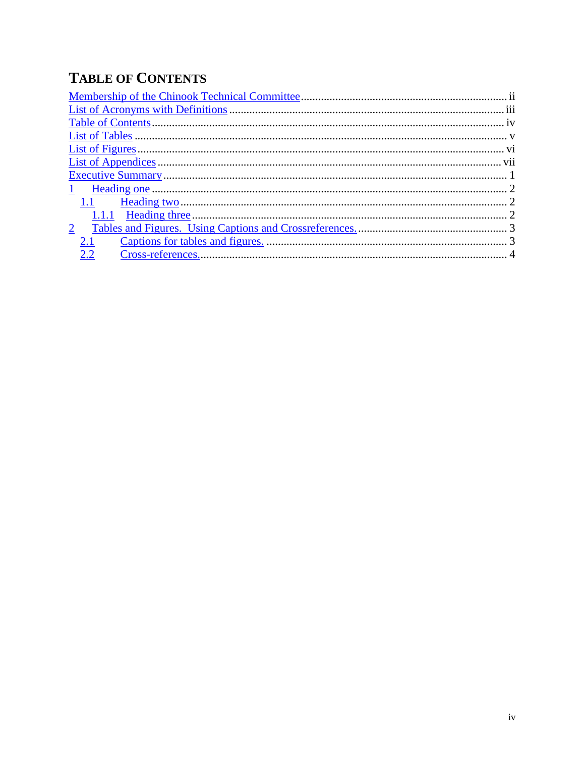# Table of Contents

Membership of the Chinook Technical Committee ........ ii
List of Acronyms with Definitions ........ iii
Table of Contents ........ iv
List of Tables ........ v
List of Figures ........ vi
List of Appendices ........ vii
Executive Summary ........ 1
1 Heading one ........ 2
  1.1 Heading two ........ 2
    1.1.1 Heading three ........ 2
2 Tables and Figures. Using Captions and Crossreferences. ........ 3
  2.1 Captions for tables and figures. ........ 3
  2.2 Cross-references. ........ 4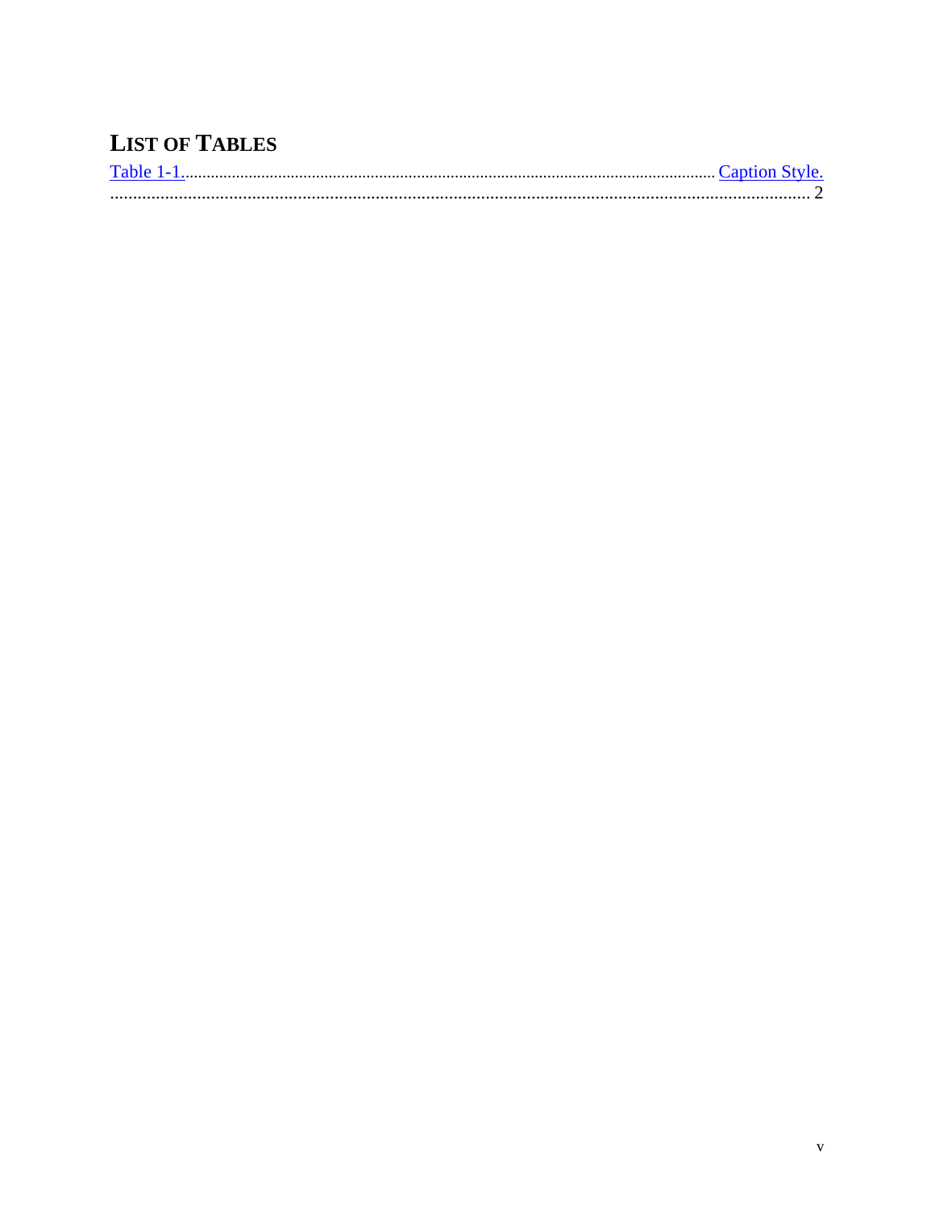# LIST OF TABLES

Table 1-1. Caption Style. 2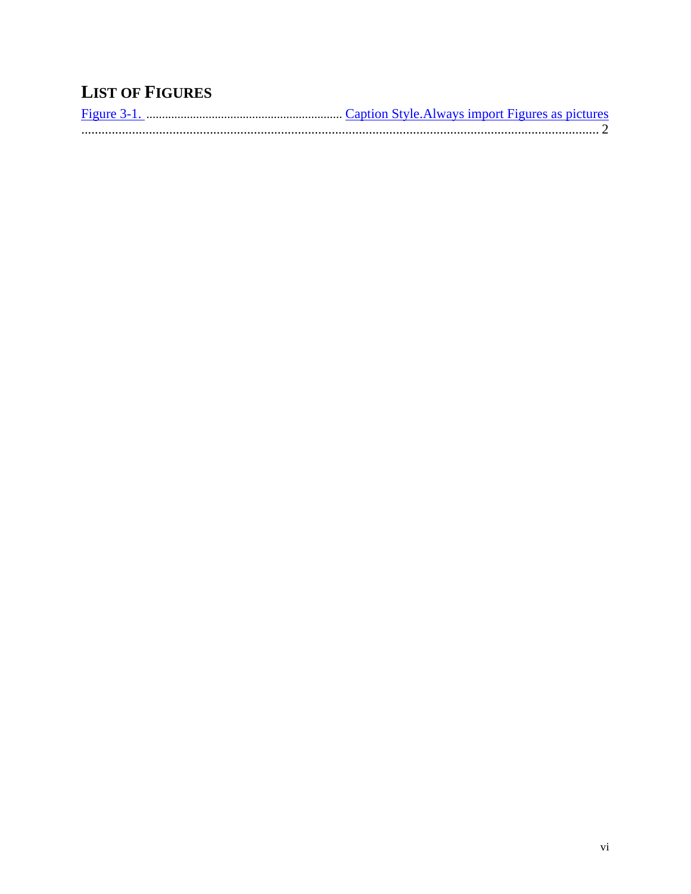## LIST OF FIGURES

Figure 3-1. Caption Style.Always import Figures as pictures ..... 2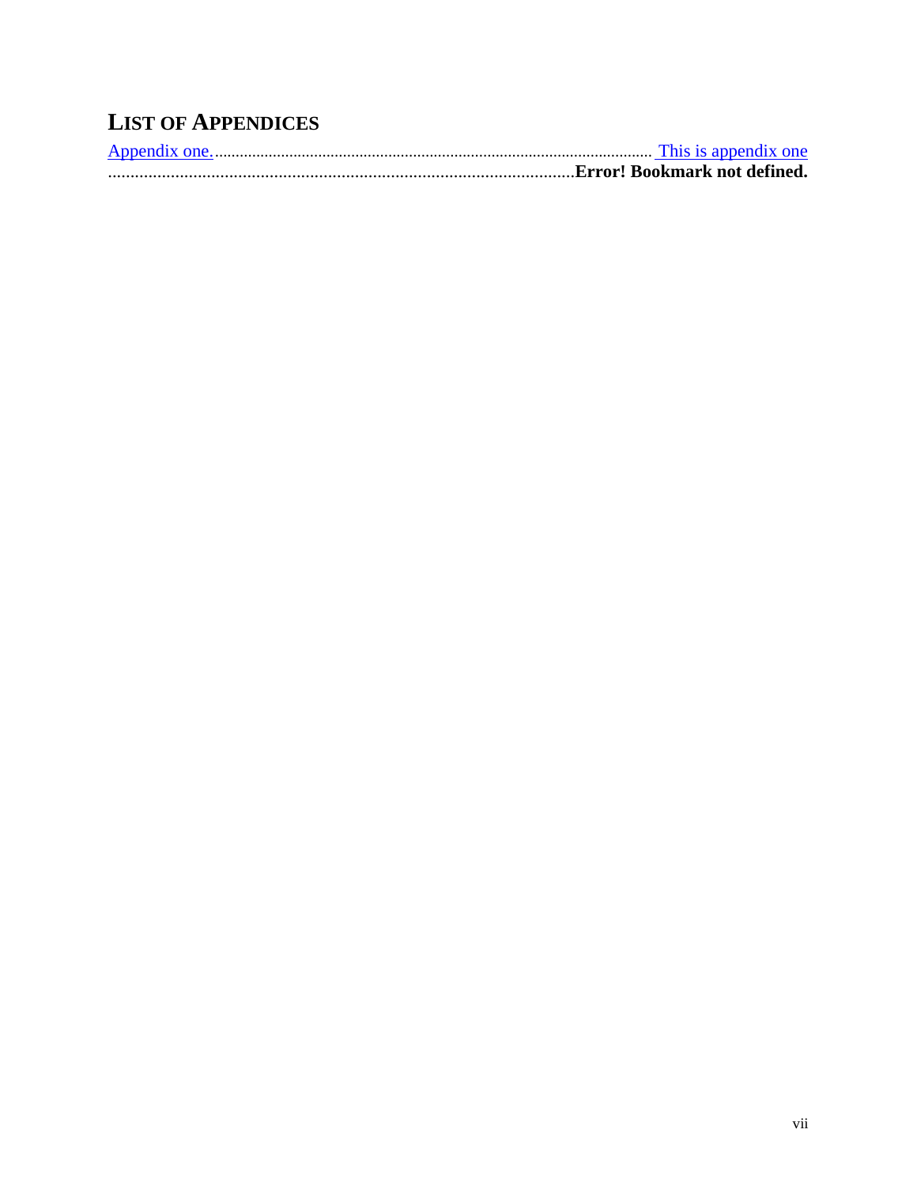## LIST OF APPENDICES

Appendix one. ........................................................................................................ This is appendix one ..........................................................................................................**Error! Bookmark not defined.**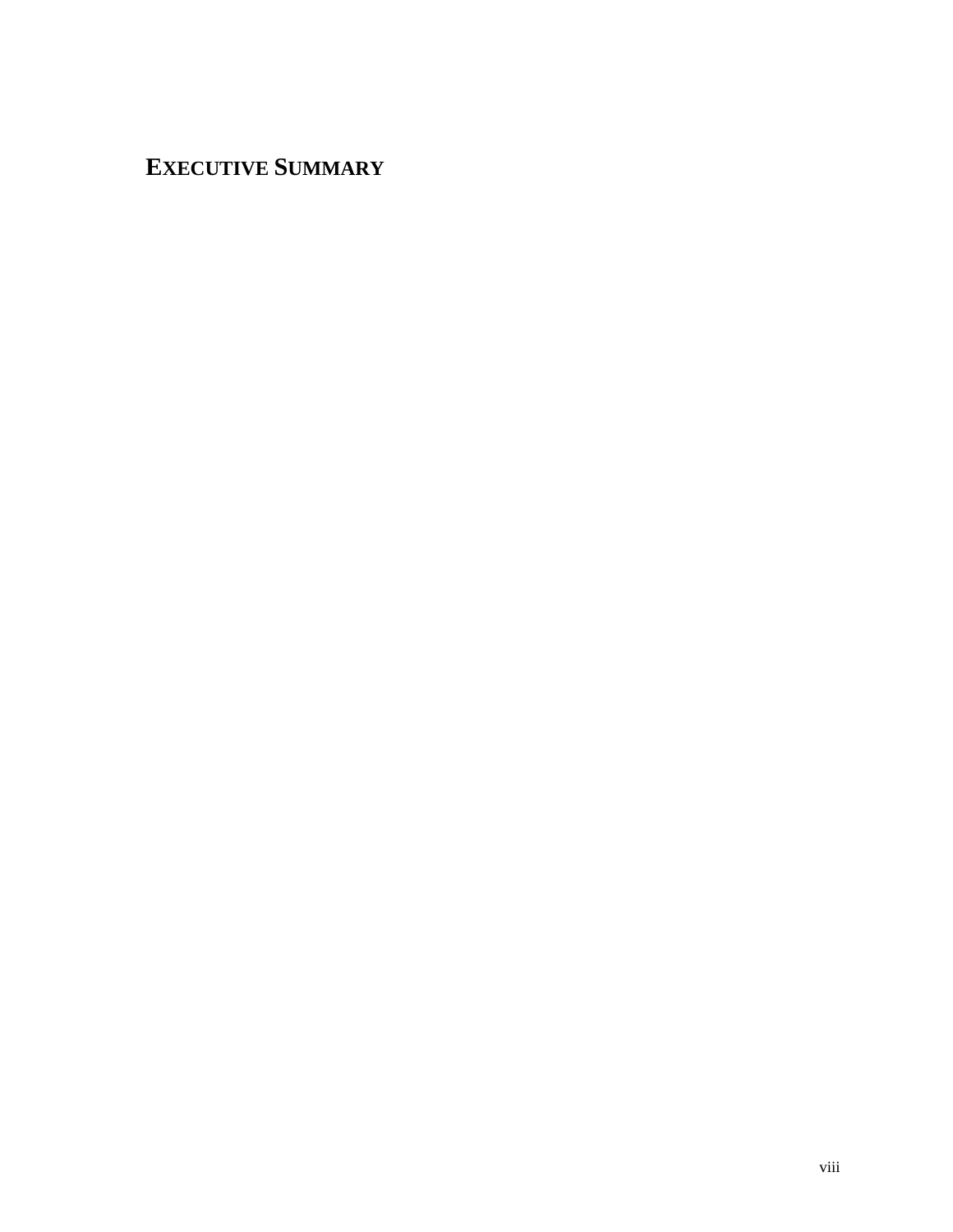# EXECUTIVE SUMMARY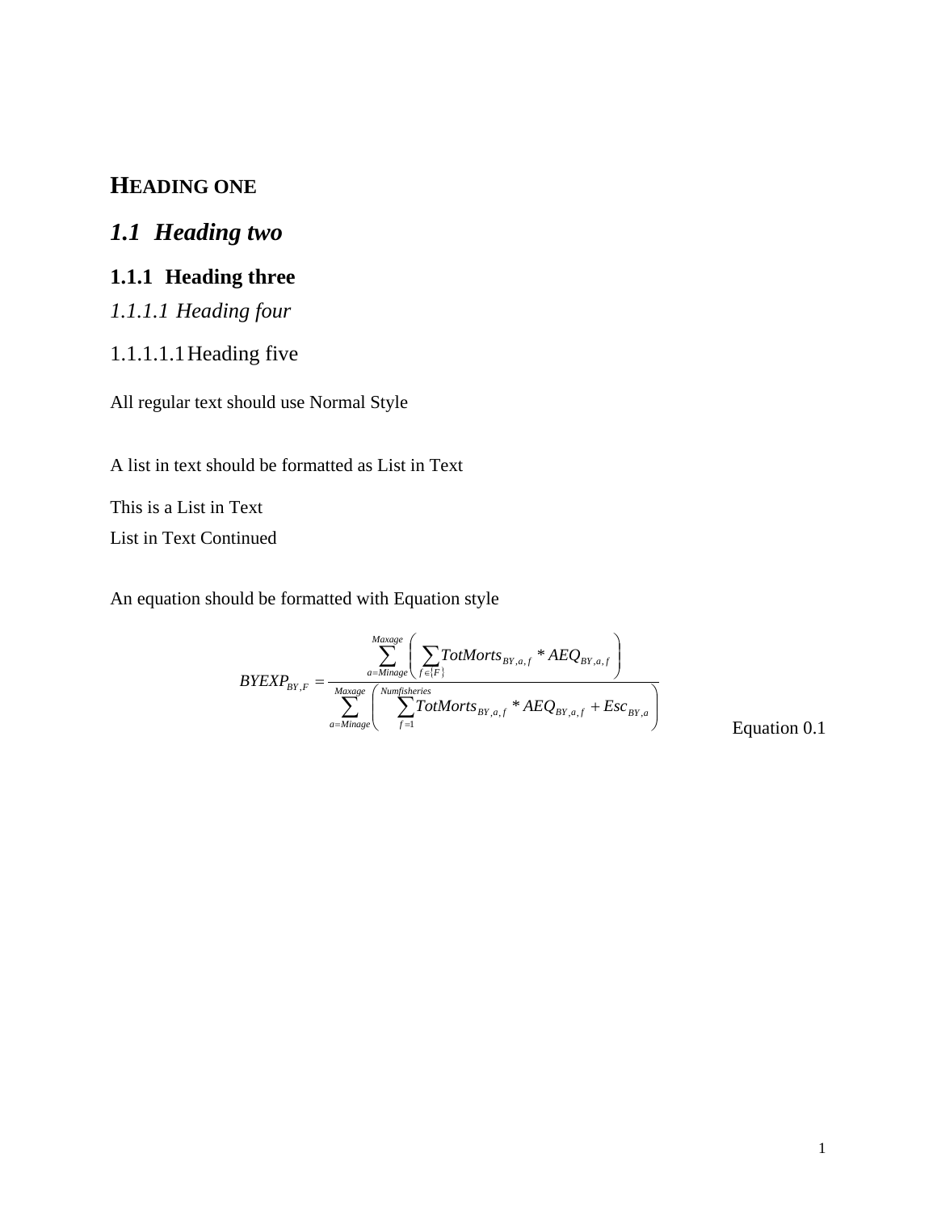# HEADING ONE

## *1.1 Heading two*

### 1.1.1 Heading three

#### *1.1.1.1 Heading four*

##### 1.1.1.1.1 Heading five

All regular text should use Normal Style

A list in text should be formatted as List in Text

This is a List in Text

List in Text Continued

An equation should be formatted with Equation style

$$BYEXP_{BY,F} = \frac{\sum_{a=Minage}^{Maxage}\left(\sum_{f\in\{F\}} TotMorts_{BY,a,f} * AEQ_{BY,a,f}\right)}{\sum_{a=Minage}^{Maxage}\left(\sum_{f=1}^{Numfisheries} TotMorts_{BY,a,f} * AEQ_{BY,a,f} + Esc_{BY,a}\right)}$$

Equation 0.1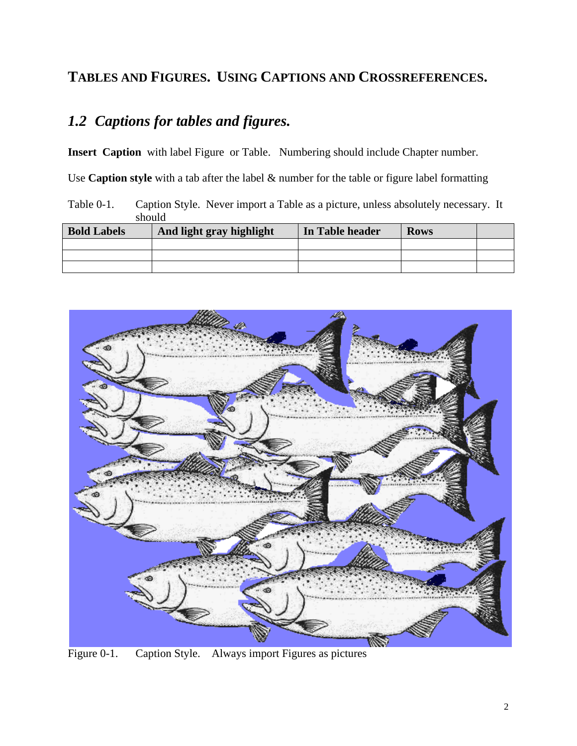# TABLES AND FIGURES. USING CAPTIONS AND CROSSREFERENCES.

## *1.2 Captions for tables and figures.*

**Insert Caption** with label Figure or Table. Numbering should include Chapter number.

Use **Caption style** with a tab after the label & number for the table or figure label formatting

Table 0-1. Caption Style. Never import a Table as a picture, unless absolutely necessary. It should

| **Bold Labels** | **And light gray highlight** | **In Table header** | **Rows** | |
|---|---|---|---|---|
| | | | | |
| | | | | |
| | | | | |

Figure 0-1. Caption Style. Always import Figures as pictures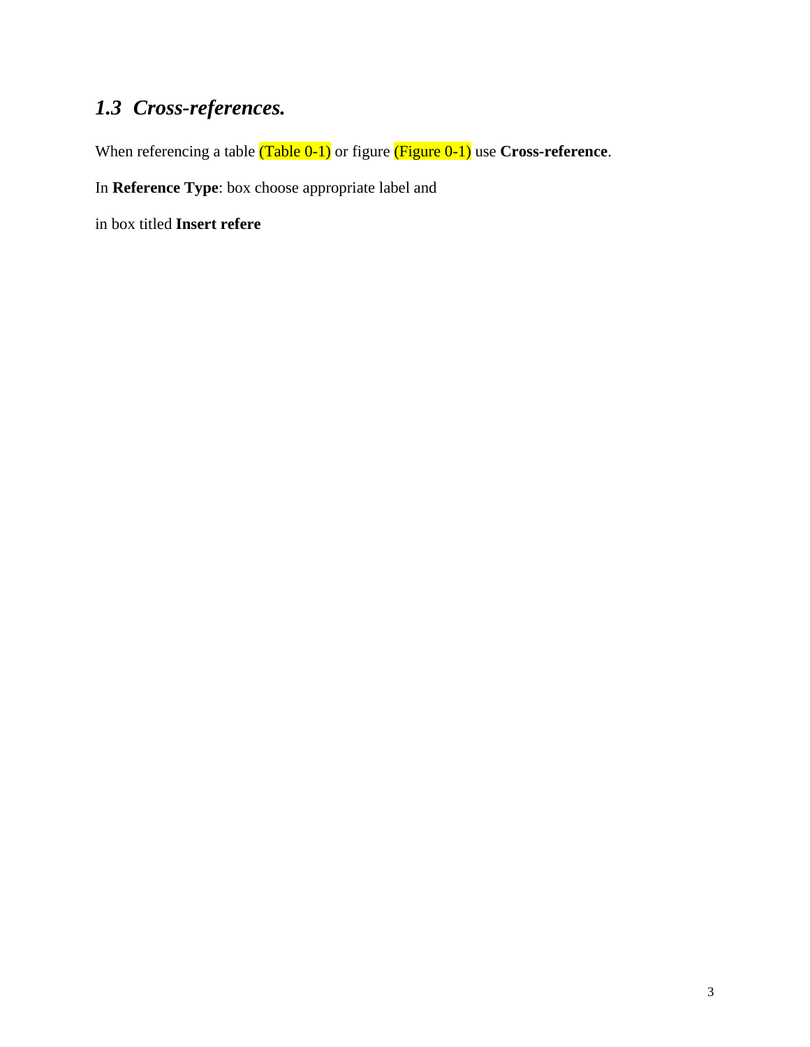## *1.3 Cross-references.*

When referencing a table (Table 0-1) or figure (Figure 0-1) use **Cross-reference**.

In **Reference Type**: box choose appropriate label and

in box titled **Insert refere**